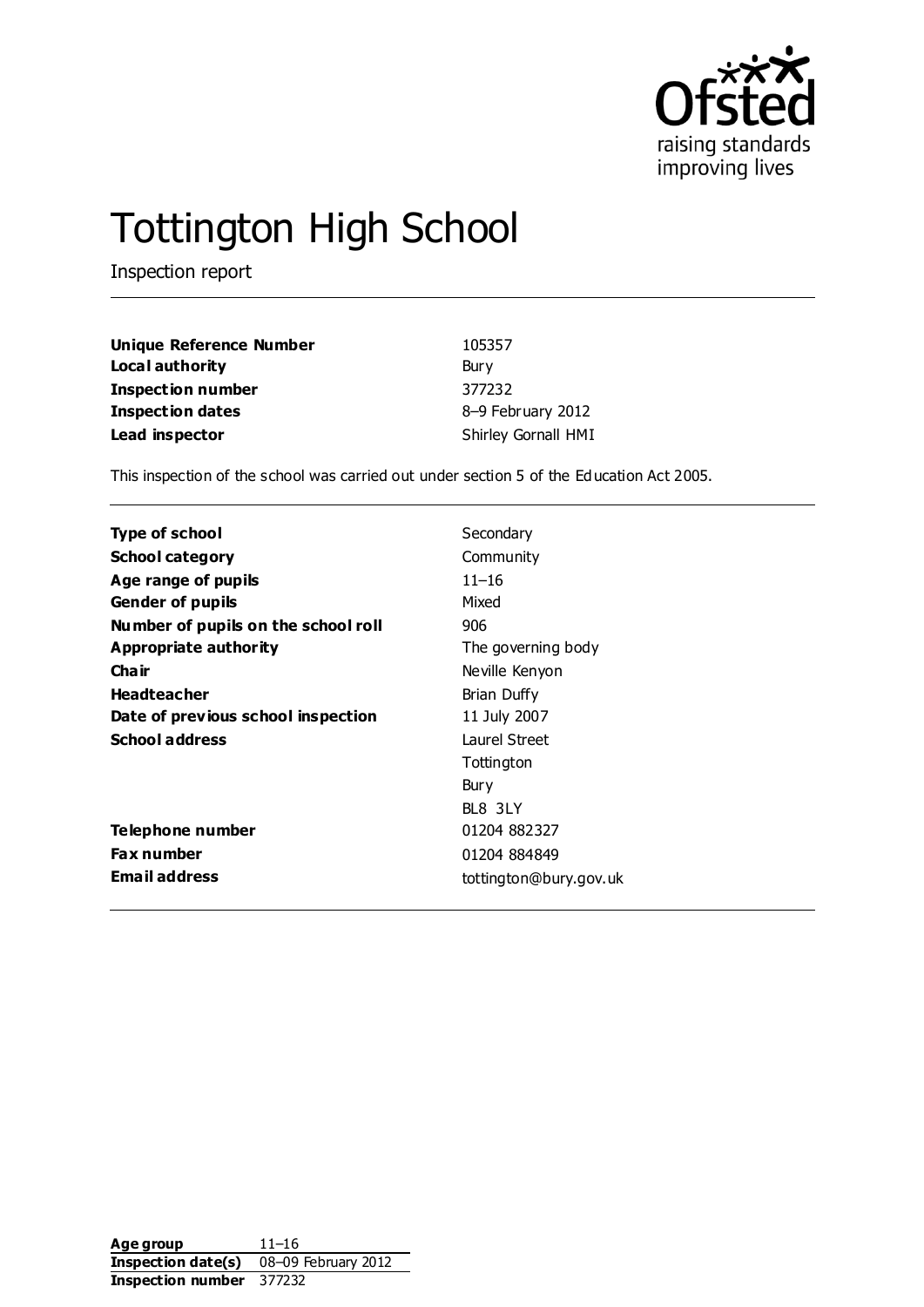# Tottington High School

Inspection report

| | |
|---|---|
| **Unique Reference Number** | 105357 |
| **Local authority** | Bury |
| **Inspection number** | 377232 |
| **Inspection dates** | 8–9 February 2012 |
| **Lead inspector** | Shirley Gornall HMI |

This inspection of the school was carried out under section 5 of the Education Act 2005.

| | |
|---|---|
| **Type of school** | Secondary |
| **School category** | Community |
| **Age range of pupils** | 11–16 |
| **Gender of pupils** | Mixed |
| **Number of pupils on the school roll** | 906 |
| **Appropriate authority** | The governing body |
| **Chair** | Neville Kenyon |
| **Headteacher** | Brian Duffy |
| **Date of previous school inspection** | 11 July 2007 |
| **School address** | Laurel Street<br>Tottington<br>Bury<br>BL8 3LY |
| **Telephone number** | 01204 882327 |
| **Fax number** | 01204 884849 |
| **Email address** | tottington@bury.gov.uk |

| | |
|---|---|
| **Age group** | 11–16 |
| **Inspection date(s)** | 08–09 February 2012 |
| **Inspection number** | 377232 |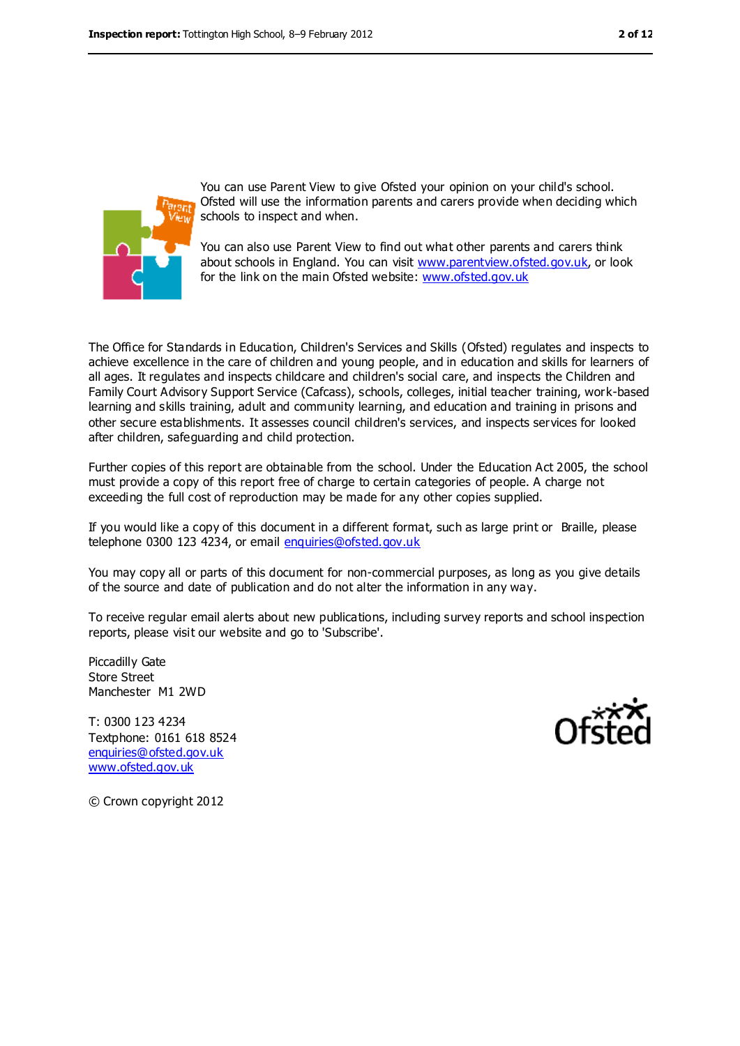You can use Parent View to give Ofsted your opinion on your child's school. Ofsted will use the information parents and carers provide when deciding which schools to inspect and when.

You can also use Parent View to find out what other parents and carers think about schools in England. You can visit www.parentview.ofsted.gov.uk, or look for the link on the main Ofsted website: www.ofsted.gov.uk

The Office for Standards in Education, Children's Services and Skills (Ofsted) regulates and inspects to achieve excellence in the care of children and young people, and in education and skills for learners of all ages. It regulates and inspects childcare and children's social care, and inspects the Children and Family Court Advisory Support Service (Cafcass), schools, colleges, initial teacher training, work-based learning and skills training, adult and community learning, and education and training in prisons and other secure establishments. It assesses council children's services, and inspects services for looked after children, safeguarding and child protection.

Further copies of this report are obtainable from the school. Under the Education Act 2005, the school must provide a copy of this report free of charge to certain categories of people. A charge not exceeding the full cost of reproduction may be made for any other copies supplied.

If you would like a copy of this document in a different format, such as large print or Braille, please telephone 0300 123 4234, or email enquiries@ofsted.gov.uk

You may copy all or parts of this document for non-commercial purposes, as long as you give details of the source and date of publication and do not alter the information in any way.

To receive regular email alerts about new publications, including survey reports and school inspection reports, please visit our website and go to 'Subscribe'.

Piccadilly Gate
Store Street
Manchester M1 2WD

T: 0300 123 4234
Textphone: 0161 618 8524
enquiries@ofsted.gov.uk
www.ofsted.gov.uk

© Crown copyright 2012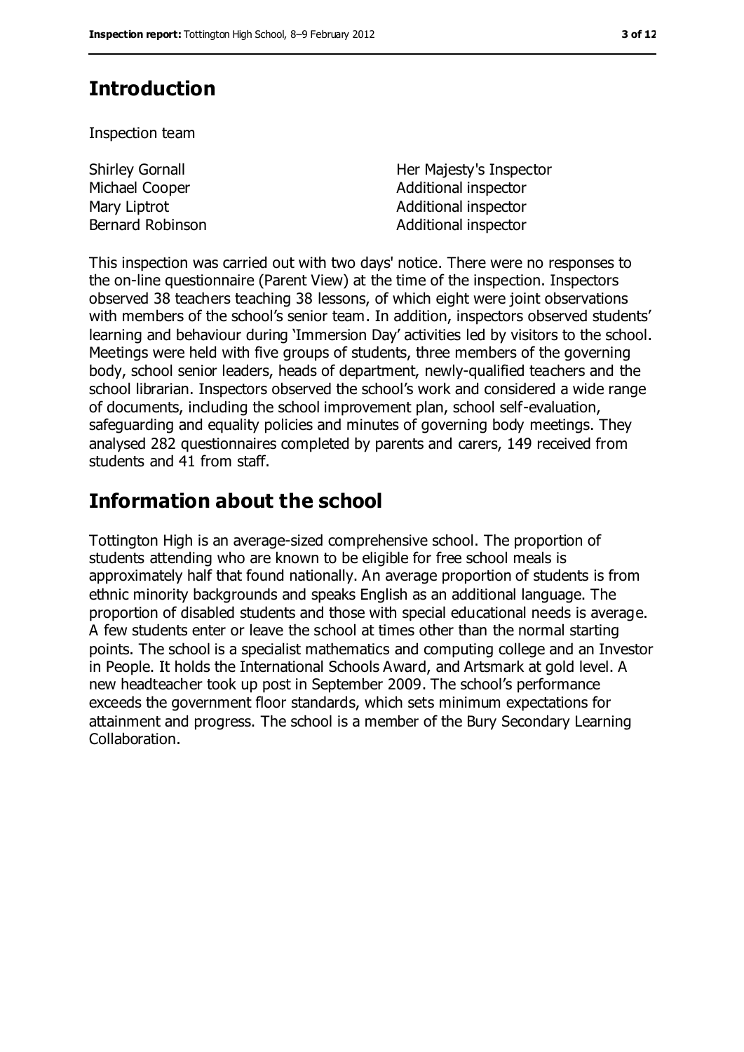## Introduction

Inspection team

| | |
|---|---|
| Shirley Gornall | Her Majesty's Inspector |
| Michael Cooper | Additional inspector |
| Mary Liptrot | Additional inspector |
| Bernard Robinson | Additional inspector |

This inspection was carried out with two days' notice. There were no responses to the on-line questionnaire (Parent View) at the time of the inspection. Inspectors observed 38 teachers teaching 38 lessons, of which eight were joint observations with members of the school's senior team. In addition, inspectors observed students' learning and behaviour during 'Immersion Day' activities led by visitors to the school. Meetings were held with five groups of students, three members of the governing body, school senior leaders, heads of department, newly-qualified teachers and the school librarian. Inspectors observed the school's work and considered a wide range of documents, including the school improvement plan, school self-evaluation, safeguarding and equality policies and minutes of governing body meetings. They analysed 282 questionnaires completed by parents and carers, 149 received from students and 41 from staff.

## Information about the school

Tottington High is an average-sized comprehensive school. The proportion of students attending who are known to be eligible for free school meals is approximately half that found nationally. An average proportion of students is from ethnic minority backgrounds and speaks English as an additional language. The proportion of disabled students and those with special educational needs is average. A few students enter or leave the school at times other than the normal starting points. The school is a specialist mathematics and computing college and an Investor in People. It holds the International Schools Award, and Artsmark at gold level. A new headteacher took up post in September 2009. The school's performance exceeds the government floor standards, which sets minimum expectations for attainment and progress. The school is a member of the Bury Secondary Learning Collaboration.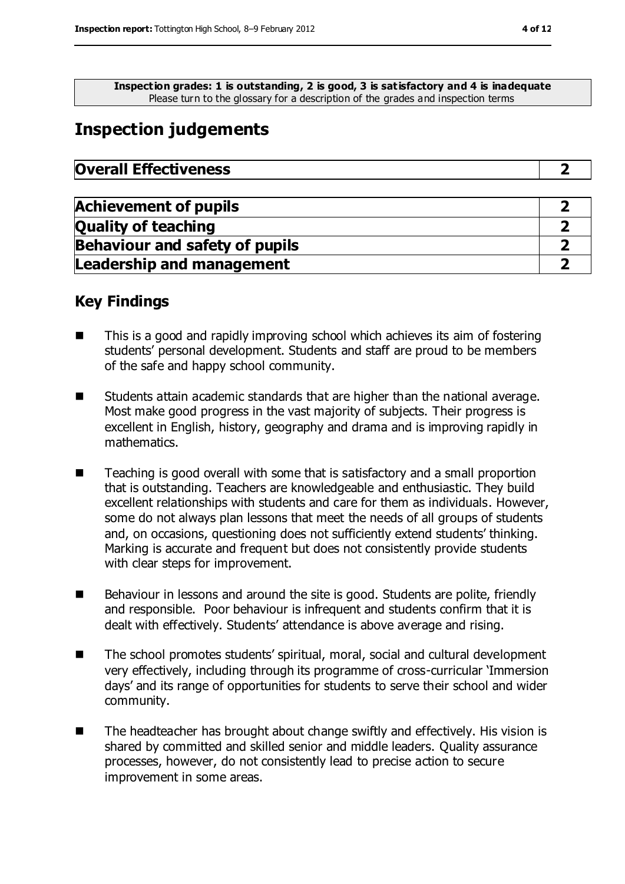**Inspection grades: 1 is outstanding, 2 is good, 3 is satisfactory and 4 is inadequate**
Please turn to the glossary for a description of the grades and inspection terms

# Inspection judgements

| **Overall Effectiveness** | **2** |
|---|---|

| **Achievement of pupils** | **2** |
|---|---|
| **Quality of teaching** | **2** |
| **Behaviour and safety of pupils** | **2** |
| **Leadership and management** | **2** |

## Key Findings

- This is a good and rapidly improving school which achieves its aim of fostering students' personal development. Students and staff are proud to be members of the safe and happy school community.
- Students attain academic standards that are higher than the national average. Most make good progress in the vast majority of subjects. Their progress is excellent in English, history, geography and drama and is improving rapidly in mathematics.
- Teaching is good overall with some that is satisfactory and a small proportion that is outstanding. Teachers are knowledgeable and enthusiastic. They build excellent relationships with students and care for them as individuals. However, some do not always plan lessons that meet the needs of all groups of students and, on occasions, questioning does not sufficiently extend students' thinking. Marking is accurate and frequent but does not consistently provide students with clear steps for improvement.
- Behaviour in lessons and around the site is good. Students are polite, friendly and responsible. Poor behaviour is infrequent and students confirm that it is dealt with effectively. Students' attendance is above average and rising.
- The school promotes students' spiritual, moral, social and cultural development very effectively, including through its programme of cross-curricular 'Immersion days' and its range of opportunities for students to serve their school and wider community.
- The headteacher has brought about change swiftly and effectively. His vision is shared by committed and skilled senior and middle leaders. Quality assurance processes, however, do not consistently lead to precise action to secure improvement in some areas.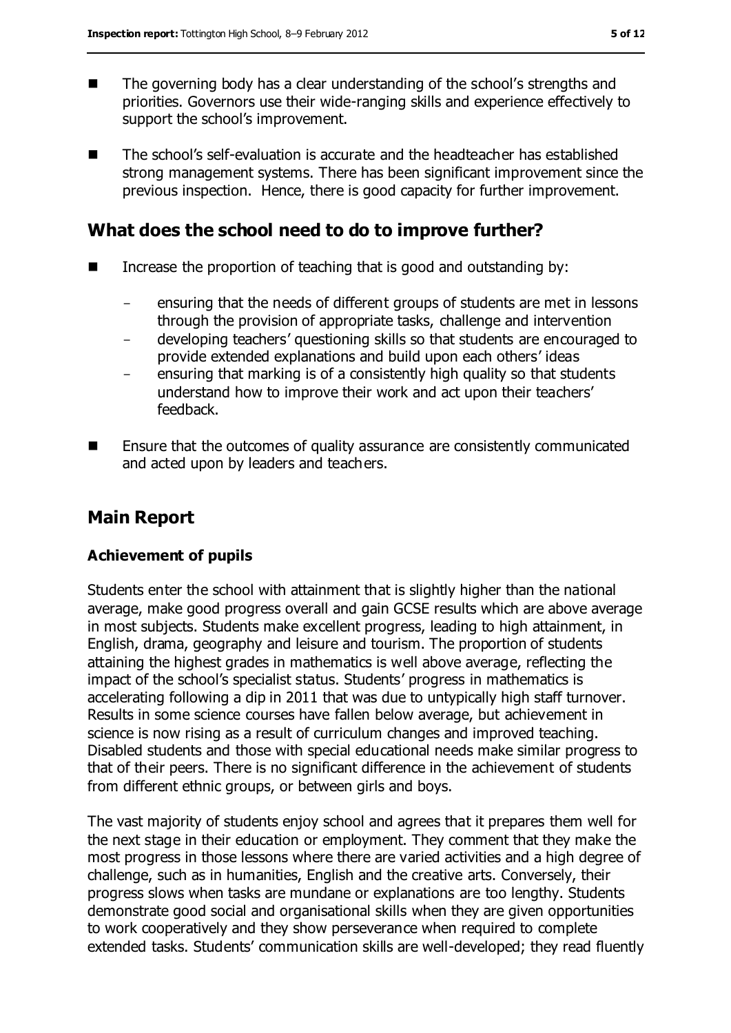- The governing body has a clear understanding of the school's strengths and priorities. Governors use their wide-ranging skills and experience effectively to support the school's improvement.
- The school's self-evaluation is accurate and the headteacher has established strong management systems. There has been significant improvement since the previous inspection. Hence, there is good capacity for further improvement.

## What does the school need to do to improve further?

- Increase the proportion of teaching that is good and outstanding by:
  - ensuring that the needs of different groups of students are met in lessons through the provision of appropriate tasks, challenge and intervention
  - developing teachers' questioning skills so that students are encouraged to provide extended explanations and build upon each others' ideas
  - ensuring that marking is of a consistently high quality so that students understand how to improve their work and act upon their teachers' feedback.
- Ensure that the outcomes of quality assurance are consistently communicated and acted upon by leaders and teachers.

## Main Report

### Achievement of pupils

Students enter the school with attainment that is slightly higher than the national average, make good progress overall and gain GCSE results which are above average in most subjects. Students make excellent progress, leading to high attainment, in English, drama, geography and leisure and tourism. The proportion of students attaining the highest grades in mathematics is well above average, reflecting the impact of the school's specialist status. Students' progress in mathematics is accelerating following a dip in 2011 that was due to untypically high staff turnover. Results in some science courses have fallen below average, but achievement in science is now rising as a result of curriculum changes and improved teaching. Disabled students and those with special educational needs make similar progress to that of their peers. There is no significant difference in the achievement of students from different ethnic groups, or between girls and boys.

The vast majority of students enjoy school and agrees that it prepares them well for the next stage in their education or employment. They comment that they make the most progress in those lessons where there are varied activities and a high degree of challenge, such as in humanities, English and the creative arts. Conversely, their progress slows when tasks are mundane or explanations are too lengthy. Students demonstrate good social and organisational skills when they are given opportunities to work cooperatively and they show perseverance when required to complete extended tasks. Students' communication skills are well-developed; they read fluently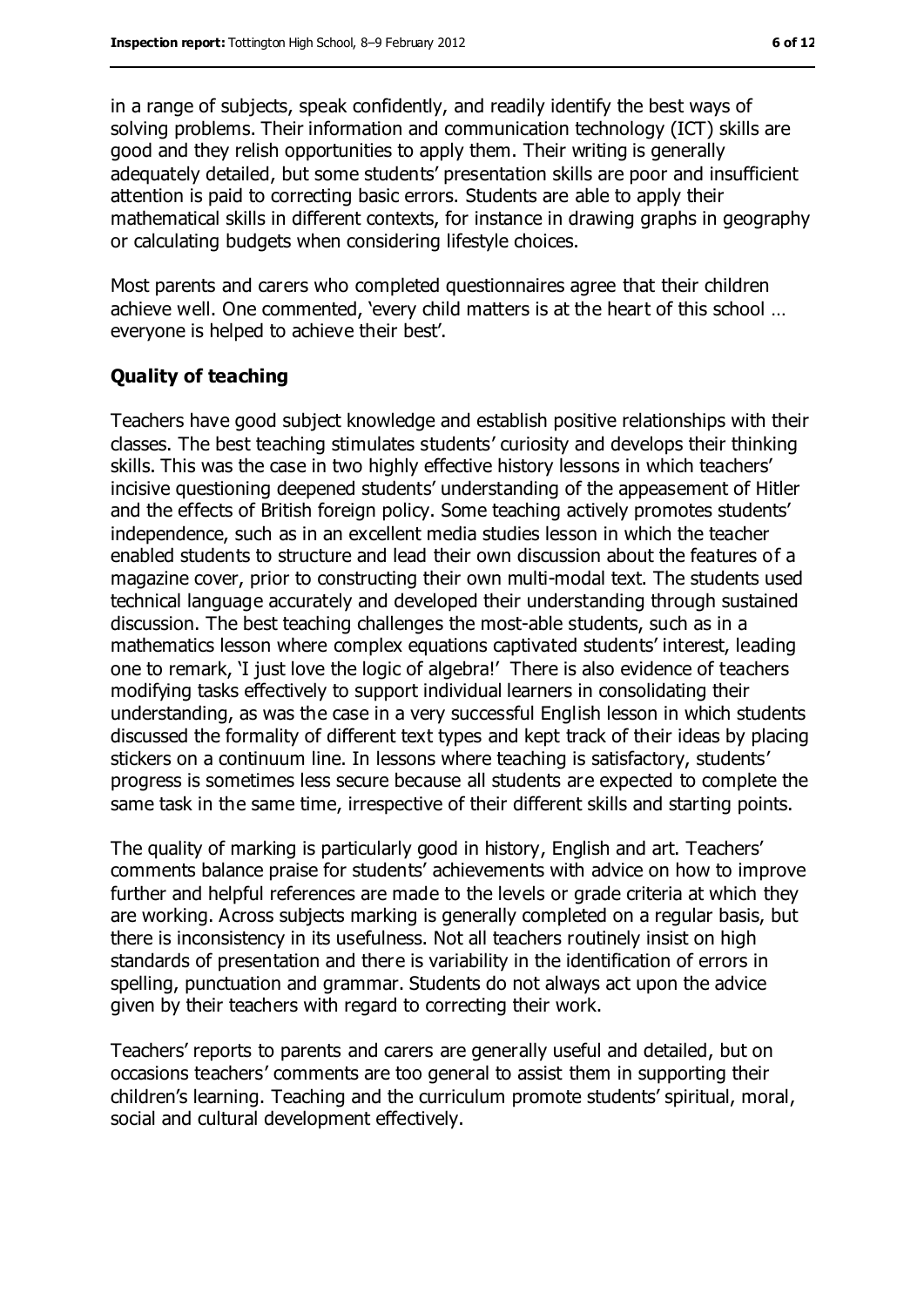in a range of subjects, speak confidently, and readily identify the best ways of solving problems. Their information and communication technology (ICT) skills are good and they relish opportunities to apply them. Their writing is generally adequately detailed, but some students' presentation skills are poor and insufficient attention is paid to correcting basic errors. Students are able to apply their mathematical skills in different contexts, for instance in drawing graphs in geography or calculating budgets when considering lifestyle choices.

Most parents and carers who completed questionnaires agree that their children achieve well. One commented, 'every child matters is at the heart of this school … everyone is helped to achieve their best'.

### Quality of teaching

Teachers have good subject knowledge and establish positive relationships with their classes. The best teaching stimulates students' curiosity and develops their thinking skills. This was the case in two highly effective history lessons in which teachers' incisive questioning deepened students' understanding of the appeasement of Hitler and the effects of British foreign policy. Some teaching actively promotes students' independence, such as in an excellent media studies lesson in which the teacher enabled students to structure and lead their own discussion about the features of a magazine cover, prior to constructing their own multi-modal text. The students used technical language accurately and developed their understanding through sustained discussion. The best teaching challenges the most-able students, such as in a mathematics lesson where complex equations captivated students' interest, leading one to remark, 'I just love the logic of algebra!' There is also evidence of teachers modifying tasks effectively to support individual learners in consolidating their understanding, as was the case in a very successful English lesson in which students discussed the formality of different text types and kept track of their ideas by placing stickers on a continuum line. In lessons where teaching is satisfactory, students' progress is sometimes less secure because all students are expected to complete the same task in the same time, irrespective of their different skills and starting points.

The quality of marking is particularly good in history, English and art. Teachers' comments balance praise for students' achievements with advice on how to improve further and helpful references are made to the levels or grade criteria at which they are working. Across subjects marking is generally completed on a regular basis, but there is inconsistency in its usefulness. Not all teachers routinely insist on high standards of presentation and there is variability in the identification of errors in spelling, punctuation and grammar. Students do not always act upon the advice given by their teachers with regard to correcting their work.

Teachers' reports to parents and carers are generally useful and detailed, but on occasions teachers' comments are too general to assist them in supporting their children's learning. Teaching and the curriculum promote students' spiritual, moral, social and cultural development effectively.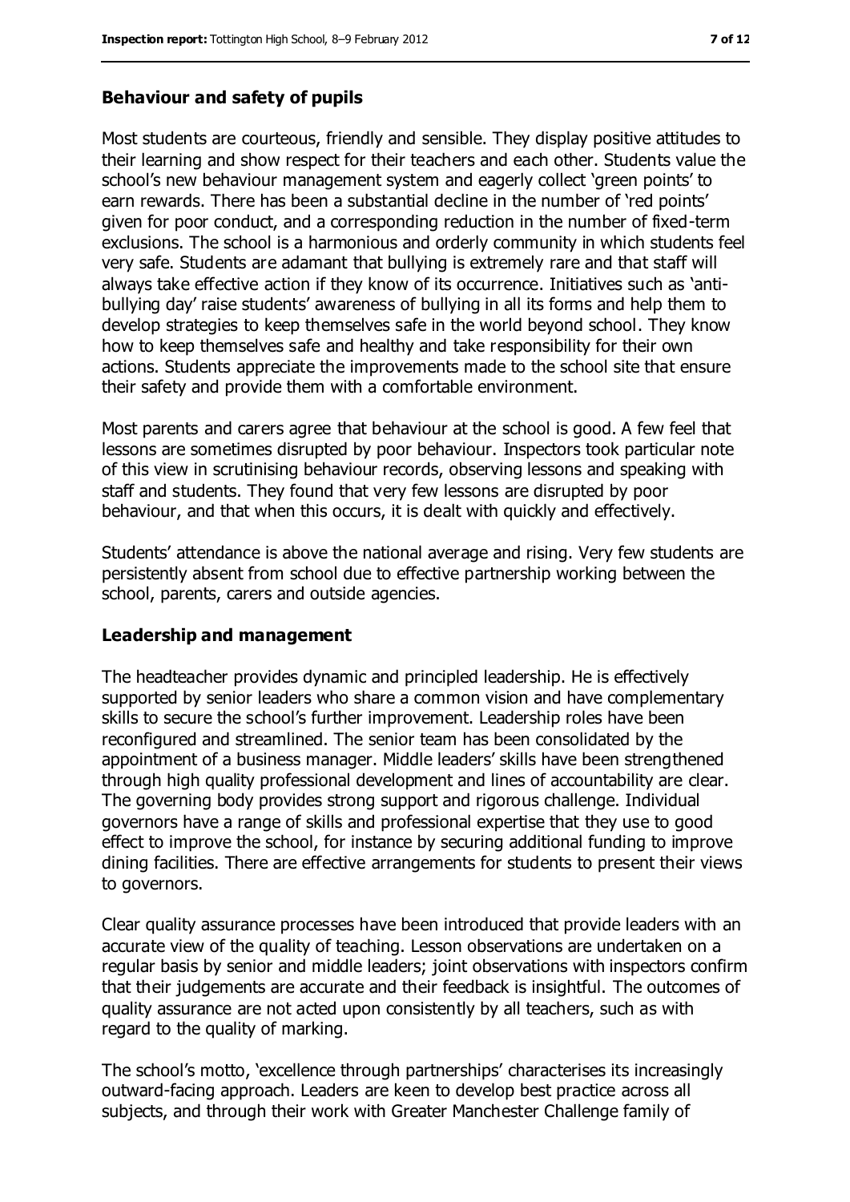### Behaviour and safety of pupils

Most students are courteous, friendly and sensible. They display positive attitudes to their learning and show respect for their teachers and each other. Students value the school's new behaviour management system and eagerly collect 'green points' to earn rewards. There has been a substantial decline in the number of 'red points' given for poor conduct, and a corresponding reduction in the number of fixed-term exclusions. The school is a harmonious and orderly community in which students feel very safe. Students are adamant that bullying is extremely rare and that staff will always take effective action if they know of its occurrence. Initiatives such as 'anti-bullying day' raise students' awareness of bullying in all its forms and help them to develop strategies to keep themselves safe in the world beyond school. They know how to keep themselves safe and healthy and take responsibility for their own actions. Students appreciate the improvements made to the school site that ensure their safety and provide them with a comfortable environment.

Most parents and carers agree that behaviour at the school is good. A few feel that lessons are sometimes disrupted by poor behaviour. Inspectors took particular note of this view in scrutinising behaviour records, observing lessons and speaking with staff and students. They found that very few lessons are disrupted by poor behaviour, and that when this occurs, it is dealt with quickly and effectively.

Students' attendance is above the national average and rising. Very few students are persistently absent from school due to effective partnership working between the school, parents, carers and outside agencies.

### Leadership and management

The headteacher provides dynamic and principled leadership. He is effectively supported by senior leaders who share a common vision and have complementary skills to secure the school's further improvement. Leadership roles have been reconfigured and streamlined. The senior team has been consolidated by the appointment of a business manager. Middle leaders' skills have been strengthened through high quality professional development and lines of accountability are clear. The governing body provides strong support and rigorous challenge. Individual governors have a range of skills and professional expertise that they use to good effect to improve the school, for instance by securing additional funding to improve dining facilities. There are effective arrangements for students to present their views to governors.

Clear quality assurance processes have been introduced that provide leaders with an accurate view of the quality of teaching. Lesson observations are undertaken on a regular basis by senior and middle leaders; joint observations with inspectors confirm that their judgements are accurate and their feedback is insightful. The outcomes of quality assurance are not acted upon consistently by all teachers, such as with regard to the quality of marking.

The school's motto, 'excellence through partnerships' characterises its increasingly outward-facing approach. Leaders are keen to develop best practice across all subjects, and through their work with Greater Manchester Challenge family of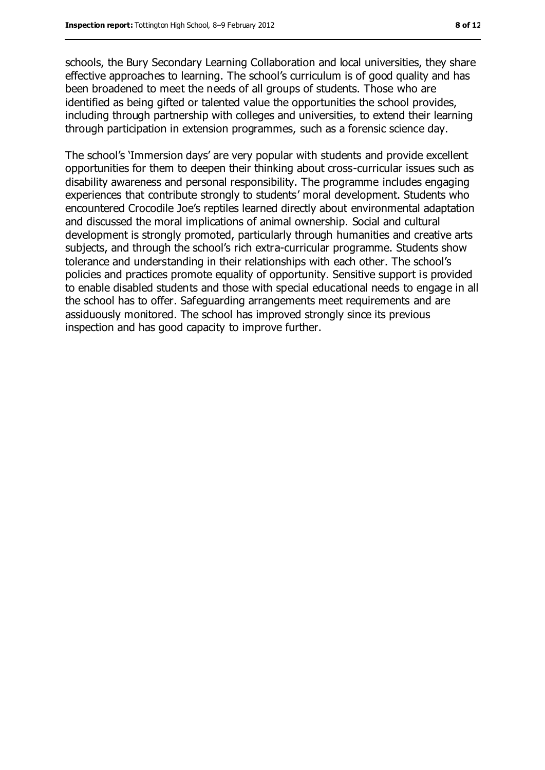schools, the Bury Secondary Learning Collaboration and local universities, they share effective approaches to learning. The school's curriculum is of good quality and has been broadened to meet the needs of all groups of students. Those who are identified as being gifted or talented value the opportunities the school provides, including through partnership with colleges and universities, to extend their learning through participation in extension programmes, such as a forensic science day.

The school's 'Immersion days' are very popular with students and provide excellent opportunities for them to deepen their thinking about cross-curricular issues such as disability awareness and personal responsibility. The programme includes engaging experiences that contribute strongly to students' moral development. Students who encountered Crocodile Joe's reptiles learned directly about environmental adaptation and discussed the moral implications of animal ownership. Social and cultural development is strongly promoted, particularly through humanities and creative arts subjects, and through the school's rich extra-curricular programme. Students show tolerance and understanding in their relationships with each other. The school's policies and practices promote equality of opportunity. Sensitive support is provided to enable disabled students and those with special educational needs to engage in all the school has to offer. Safeguarding arrangements meet requirements and are assiduously monitored. The school has improved strongly since its previous inspection and has good capacity to improve further.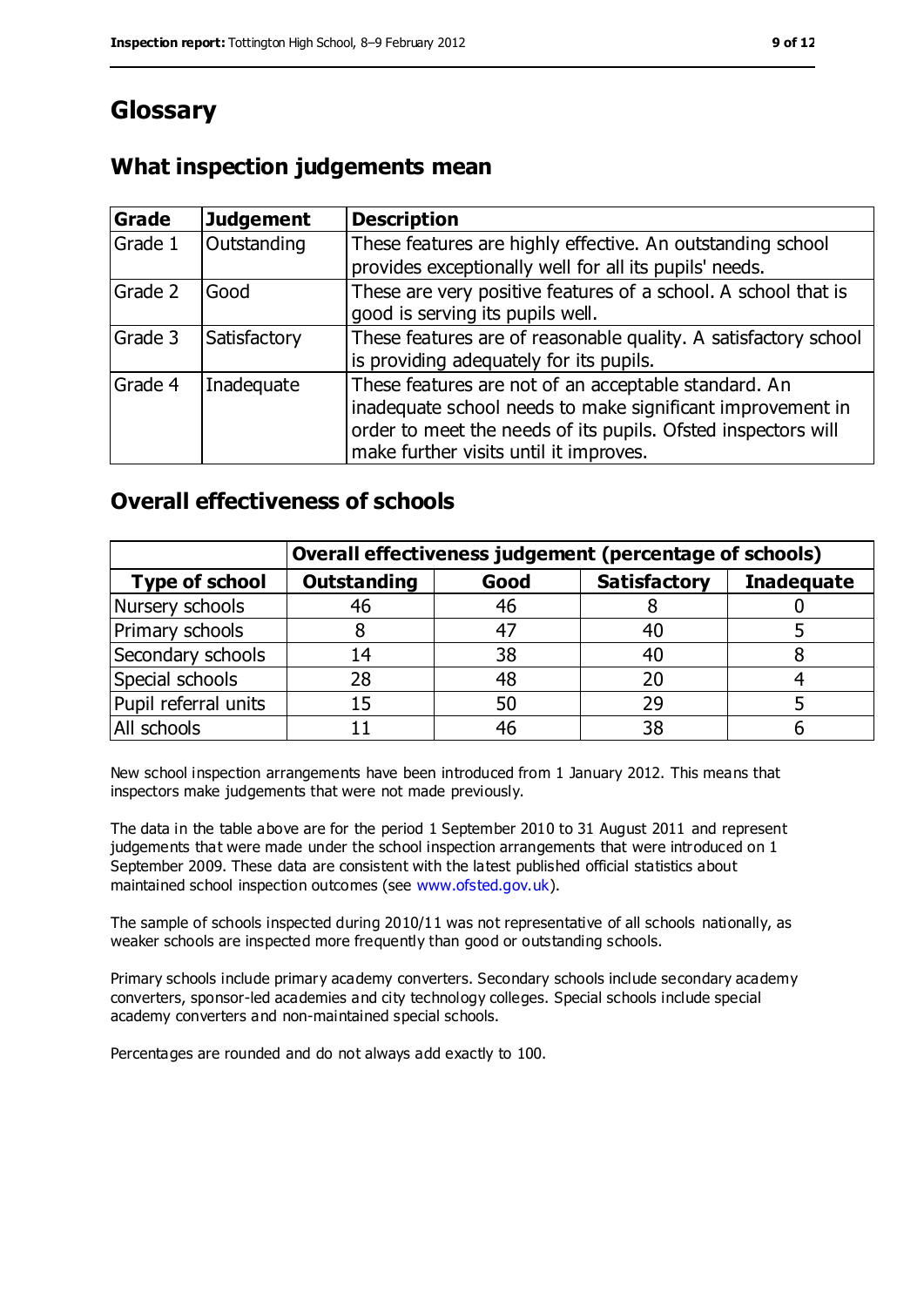# Glossary

## What inspection judgements mean

| Grade | Judgement | Description |
| --- | --- | --- |
| Grade 1 | Outstanding | These features are highly effective. An outstanding school provides exceptionally well for all its pupils' needs. |
| Grade 2 | Good | These are very positive features of a school. A school that is good is serving its pupils well. |
| Grade 3 | Satisfactory | These features are of reasonable quality. A satisfactory school is providing adequately for its pupils. |
| Grade 4 | Inadequate | These features are not of an acceptable standard. An inadequate school needs to make significant improvement in order to meet the needs of its pupils. Ofsted inspectors will make further visits until it improves. |

## Overall effectiveness of schools

| | Overall effectiveness judgement (percentage of schools) | | | |
| --- | --- | --- | --- | --- |
| **Type of school** | **Outstanding** | **Good** | **Satisfactory** | **Inadequate** |
| Nursery schools | 46 | 46 | 8 | 0 |
| Primary schools | 8 | 47 | 40 | 5 |
| Secondary schools | 14 | 38 | 40 | 8 |
| Special schools | 28 | 48 | 20 | 4 |
| Pupil referral units | 15 | 50 | 29 | 5 |
| All schools | 11 | 46 | 38 | 6 |

New school inspection arrangements have been introduced from 1 January 2012. This means that inspectors make judgements that were not made previously.

The data in the table above are for the period 1 September 2010 to 31 August 2011 and represent judgements that were made under the school inspection arrangements that were introduced on 1 September 2009. These data are consistent with the latest published official statistics about maintained school inspection outcomes (see www.ofsted.gov.uk).

The sample of schools inspected during 2010/11 was not representative of all schools nationally, as weaker schools are inspected more frequently than good or outstanding schools.

Primary schools include primary academy converters. Secondary schools include secondary academy converters, sponsor-led academies and city technology colleges. Special schools include special academy converters and non-maintained special schools.

Percentages are rounded and do not always add exactly to 100.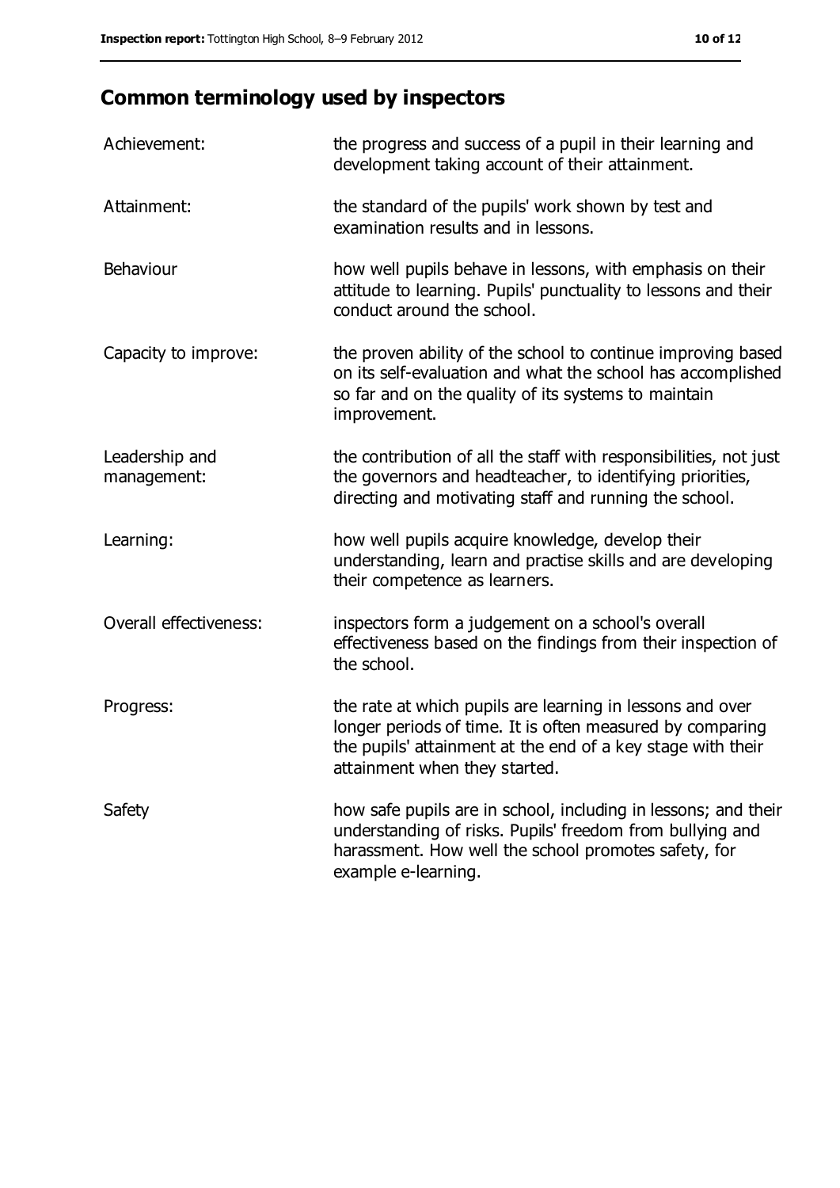## Common terminology used by inspectors

| | |
|---|---|
| Achievement: | the progress and success of a pupil in their learning and development taking account of their attainment. |
| Attainment: | the standard of the pupils' work shown by test and examination results and in lessons. |
| Behaviour | how well pupils behave in lessons, with emphasis on their attitude to learning. Pupils' punctuality to lessons and their conduct around the school. |
| Capacity to improve: | the proven ability of the school to continue improving based on its self-evaluation and what the school has accomplished so far and on the quality of its systems to maintain improvement. |
| Leadership and management: | the contribution of all the staff with responsibilities, not just the governors and headteacher, to identifying priorities, directing and motivating staff and running the school. |
| Learning: | how well pupils acquire knowledge, develop their understanding, learn and practise skills and are developing their competence as learners. |
| Overall effectiveness: | inspectors form a judgement on a school's overall effectiveness based on the findings from their inspection of the school. |
| Progress: | the rate at which pupils are learning in lessons and over longer periods of time. It is often measured by comparing the pupils' attainment at the end of a key stage with their attainment when they started. |
| Safety | how safe pupils are in school, including in lessons; and their understanding of risks. Pupils' freedom from bullying and harassment. How well the school promotes safety, for example e-learning. |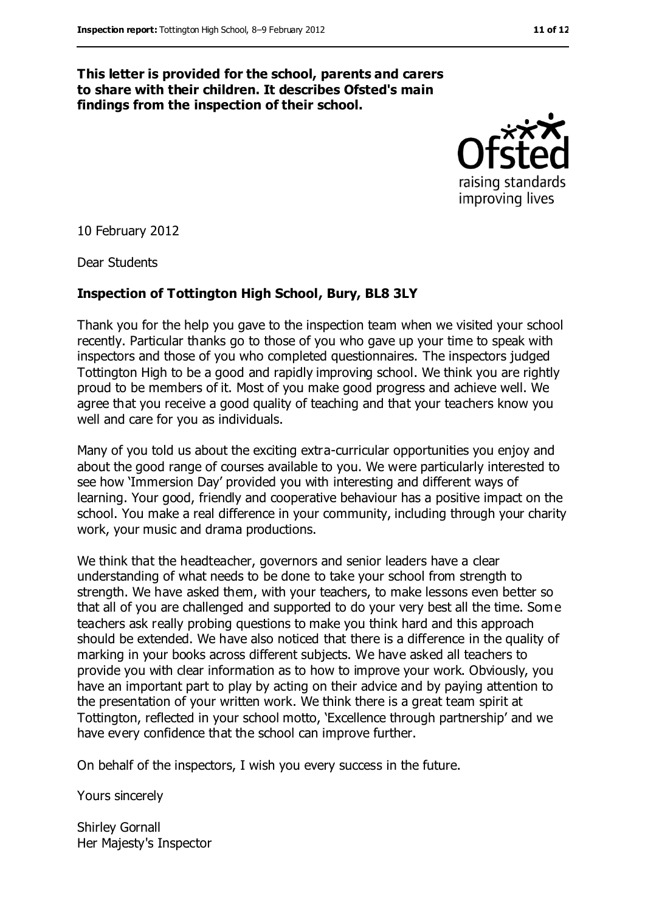**This letter is provided for the school, parents and carers to share with their children. It describes Ofsted's main findings from the inspection of their school.**

10 February 2012

Dear Students

**Inspection of Tottington High School, Bury, BL8 3LY**

Thank you for the help you gave to the inspection team when we visited your school recently. Particular thanks go to those of you who gave up your time to speak with inspectors and those of you who completed questionnaires. The inspectors judged Tottington High to be a good and rapidly improving school. We think you are rightly proud to be members of it. Most of you make good progress and achieve well. We agree that you receive a good quality of teaching and that your teachers know you well and care for you as individuals.

Many of you told us about the exciting extra-curricular opportunities you enjoy and about the good range of courses available to you. We were particularly interested to see how 'Immersion Day' provided you with interesting and different ways of learning. Your good, friendly and cooperative behaviour has a positive impact on the school. You make a real difference in your community, including through your charity work, your music and drama productions.

We think that the headteacher, governors and senior leaders have a clear understanding of what needs to be done to take your school from strength to strength. We have asked them, with your teachers, to make lessons even better so that all of you are challenged and supported to do your very best all the time. Some teachers ask really probing questions to make you think hard and this approach should be extended. We have also noticed that there is a difference in the quality of marking in your books across different subjects. We have asked all teachers to provide you with clear information as to how to improve your work. Obviously, you have an important part to play by acting on their advice and by paying attention to the presentation of your written work. We think there is a great team spirit at Tottington, reflected in your school motto, 'Excellence through partnership' and we have every confidence that the school can improve further.

On behalf of the inspectors, I wish you every success in the future.

Yours sincerely

Shirley Gornall
Her Majesty's Inspector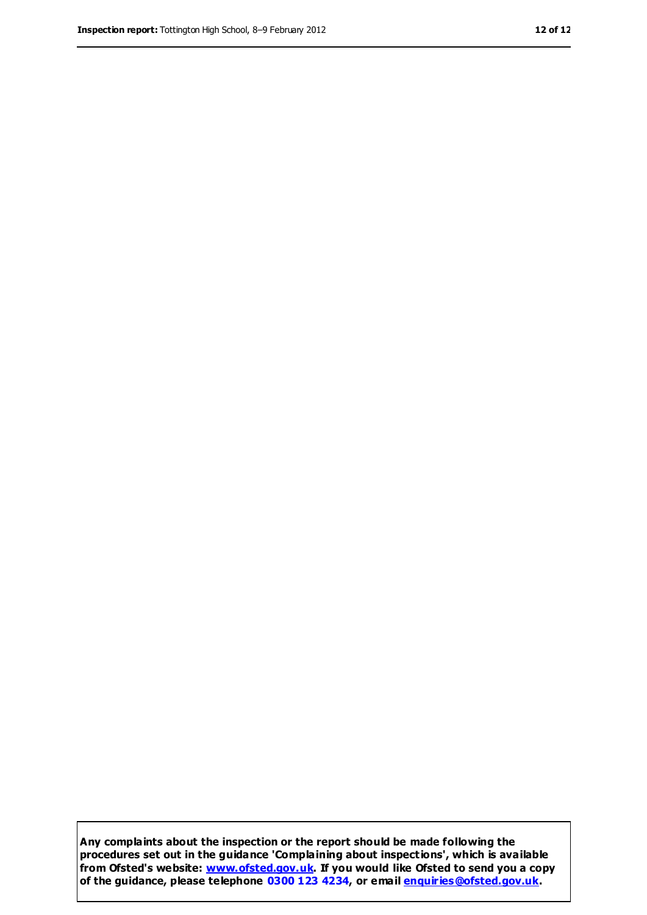**Any complaints about the inspection or the report should be made following the procedures set out in the guidance 'Complaining about inspections', which is available from Ofsted's website: [www.ofsted.gov.uk](http://www.ofsted.gov.uk). If you would like Ofsted to send you a copy of the guidance, please telephone 0300 123 4234, or email [enquiries@ofsted.gov.uk](mailto:enquiries@ofsted.gov.uk).**